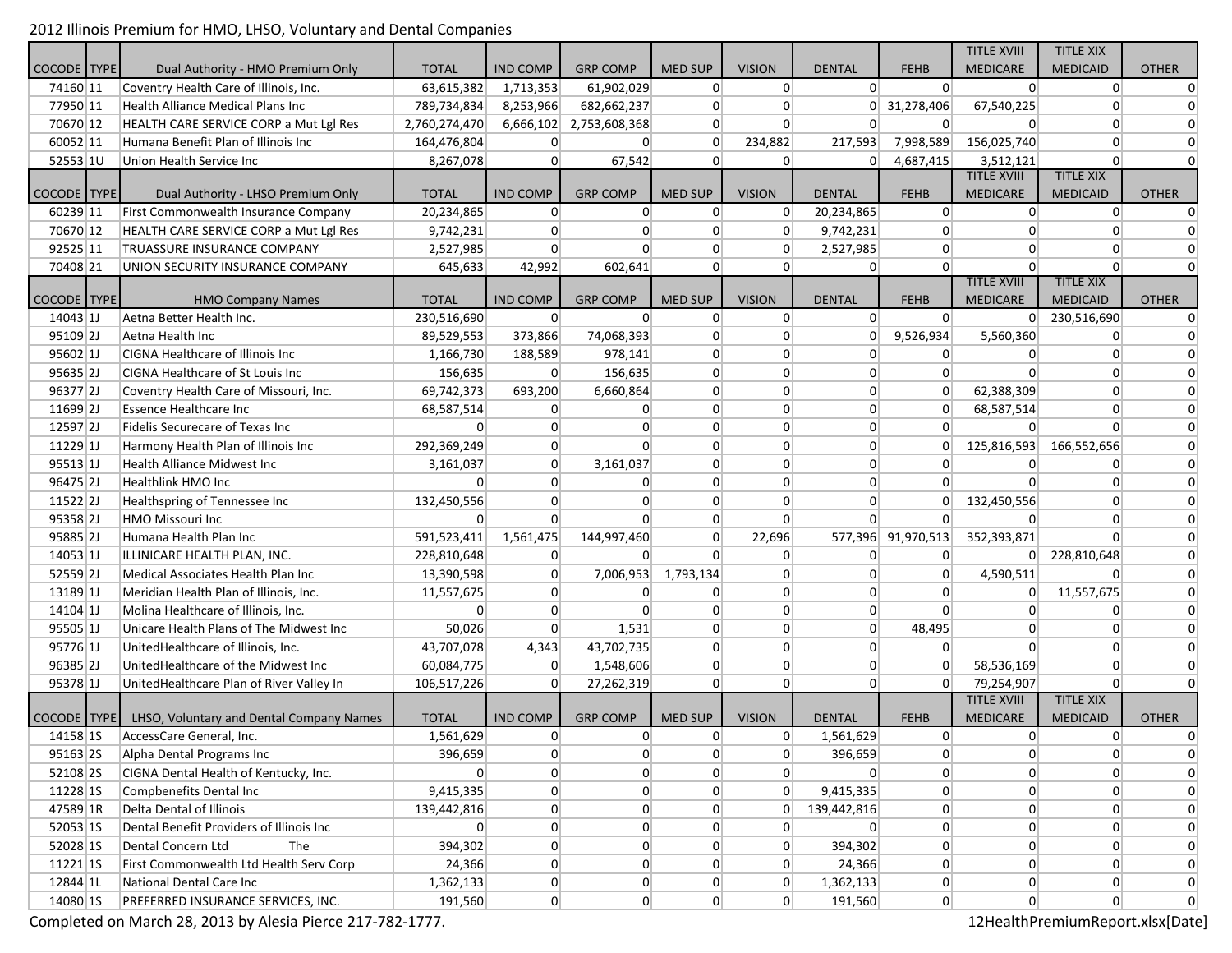2012 Illinois Premium for HMO, LHSO, Voluntary and Dental Companies

| COCODE | TYPE | Dual Authority - HMO Premium Only | TOTAL | IND COMP | GRP COMP | MED SUP | VISION | DENTAL | FEHB | TITLE XVIII MEDICARE | TITLE XIX MEDICAID | OTHER |
|---|---|---|---|---|---|---|---|---|---|---|---|---|
| 74160 | 11 | Coventry Health Care of Illinois, Inc. | 63,615,382 | 1,713,353 | 61,902,029 | 0 | 0 | 0 | 0 | 0 | 0 | 0 |
| 77950 | 11 | Health Alliance Medical Plans Inc | 789,734,834 | 8,253,966 | 682,662,237 | 0 | 0 | 0 | 31,278,406 | 67,540,225 | 0 | 0 |
| 70670 | 12 | HEALTH CARE SERVICE CORP a Mut Lgl Res | 2,760,274,470 | 6,666,102 | 2,753,608,368 | 0 | 0 | 0 | 0 | 0 | 0 | 0 |
| 60052 | 11 | Humana Benefit Plan of Illinois Inc | 164,476,804 | 0 | 0 | 0 | 234,882 | 217,593 | 7,998,589 | 156,025,740 | 0 | 0 |
| 52553 | 1U | Union Health Service Inc | 8,267,078 | 0 | 67,542 | 0 | 0 | 0 | 4,687,415 | 3,512,121 | 0 | 0 |
| **COCODE** | **TYPE** | **Dual Authority - LHSO Premium Only** | **TOTAL** | **IND COMP** | **GRP COMP** | **MED SUP** | **VISION** | **DENTAL** | **FEHB** | **TITLE XVIII MEDICARE** | **TITLE XIX MEDICAID** | **OTHER** |
| 60239 | 11 | First Commonwealth Insurance Company | 20,234,865 | 0 | 0 | 0 | 0 | 20,234,865 | 0 | 0 | 0 | 0 |
| 70670 | 12 | HEALTH CARE SERVICE CORP a Mut Lgl Res | 9,742,231 | 0 | 0 | 0 | 0 | 9,742,231 | 0 | 0 | 0 | 0 |
| 92525 | 11 | TRUASSURE INSURANCE COMPANY | 2,527,985 | 0 | 0 | 0 | 0 | 2,527,985 | 0 | 0 | 0 | 0 |
| 70408 | 21 | UNION SECURITY INSURANCE COMPANY | 645,633 | 42,992 | 602,641 | 0 | 0 | 0 | 0 | 0 | 0 | 0 |
| **COCODE** | **TYPE** | **HMO Company Names** | **TOTAL** | **IND COMP** | **GRP COMP** | **MED SUP** | **VISION** | **DENTAL** | **FEHB** | **TITLE XVIII MEDICARE** | **TITLE XIX MEDICAID** | **OTHER** |
| 14043 | 1J | Aetna Better Health Inc. | 230,516,690 | 0 | 0 | 0 | 0 | 0 | 0 | 0 | 230,516,690 | 0 |
| 95109 | 2J | Aetna Health Inc | 89,529,553 | 373,866 | 74,068,393 | 0 | 0 | 0 | 9,526,934 | 5,560,360 | 0 | 0 |
| 95602 | 1J | CIGNA Healthcare of Illinois Inc | 1,166,730 | 188,589 | 978,141 | 0 | 0 | 0 | 0 | 0 | 0 | 0 |
| 95635 | 2J | CIGNA Healthcare of St Louis Inc | 156,635 | 0 | 156,635 | 0 | 0 | 0 | 0 | 0 | 0 | 0 |
| 96377 | 2J | Coventry Health Care of Missouri, Inc. | 69,742,373 | 693,200 | 6,660,864 | 0 | 0 | 0 | 0 | 62,388,309 | 0 | 0 |
| 11699 | 2J | Essence Healthcare Inc | 68,587,514 | 0 | 0 | 0 | 0 | 0 | 0 | 68,587,514 | 0 | 0 |
| 12597 | 2J | Fidelis Securecare of Texas Inc | 0 | 0 | 0 | 0 | 0 | 0 | 0 | 0 | 0 | 0 |
| 11229 | 1J | Harmony Health Plan of Illinois Inc | 292,369,249 | 0 | 0 | 0 | 0 | 0 | 0 | 125,816,593 | 166,552,656 | 0 |
| 95513 | 1J | Health Alliance Midwest Inc | 3,161,037 | 0 | 3,161,037 | 0 | 0 | 0 | 0 | 0 | 0 | 0 |
| 96475 | 2J | Healthlink HMO Inc | 0 | 0 | 0 | 0 | 0 | 0 | 0 | 0 | 0 | 0 |
| 11522 | 2J | Healthspring of Tennessee Inc | 132,450,556 | 0 | 0 | 0 | 0 | 0 | 0 | 132,450,556 | 0 | 0 |
| 95358 | 2J | HMO Missouri Inc | 0 | 0 | 0 | 0 | 0 | 0 | 0 | 0 | 0 | 0 |
| 95885 | 2J | Humana Health Plan Inc | 591,523,411 | 1,561,475 | 144,997,460 | 0 | 22,696 | 577,396 | 91,970,513 | 352,393,871 | 0 | 0 |
| 14053 | 1J | ILLINICARE HEALTH PLAN, INC. | 228,810,648 | 0 | 0 | 0 | 0 | 0 | 0 | 0 | 228,810,648 | 0 |
| 52559 | 2J | Medical Associates Health Plan Inc | 13,390,598 | 0 | 7,006,953 | 1,793,134 | 0 | 0 | 0 | 4,590,511 | 0 | 0 |
| 13189 | 1J | Meridian Health Plan of Illinois, Inc. | 11,557,675 | 0 | 0 | 0 | 0 | 0 | 0 | 0 | 11,557,675 | 0 |
| 14104 | 1J | Molina Healthcare of Illinois, Inc. | 0 | 0 | 0 | 0 | 0 | 0 | 0 | 0 | 0 | 0 |
| 95505 | 1J | Unicare Health Plans of The Midwest Inc | 50,026 | 0 | 1,531 | 0 | 0 | 0 | 48,495 | 0 | 0 | 0 |
| 95776 | 1J | UnitedHealthcare of Illinois, Inc. | 43,707,078 | 4,343 | 43,702,735 | 0 | 0 | 0 | 0 | 0 | 0 | 0 |
| 96385 | 2J | UnitedHealthcare of the Midwest Inc | 60,084,775 | 0 | 1,548,606 | 0 | 0 | 0 | 0 | 58,536,169 | 0 | 0 |
| 95378 | 1J | UnitedHealthcare Plan of River Valley In | 106,517,226 | 0 | 27,262,319 | 0 | 0 | 0 | 0 | 79,254,907 | 0 | 0 |
| **COCODE** | **TYPE** | **LHSO, Voluntary and Dental Company Names** | **TOTAL** | **IND COMP** | **GRP COMP** | **MED SUP** | **VISION** | **DENTAL** | **FEHB** | **TITLE XVIII MEDICARE** | **TITLE XIX MEDICAID** | **OTHER** |
| 14158 | 1S | AccessCare General, Inc. | 1,561,629 | 0 | 0 | 0 | 0 | 1,561,629 | 0 | 0 | 0 | 0 |
| 95163 | 2S | Alpha Dental Programs Inc | 396,659 | 0 | 0 | 0 | 0 | 396,659 | 0 | 0 | 0 | 0 |
| 52108 | 2S | CIGNA Dental Health of Kentucky, Inc. | 0 | 0 | 0 | 0 | 0 | 0 | 0 | 0 | 0 | 0 |
| 11228 | 1S | Compbenefits Dental Inc | 9,415,335 | 0 | 0 | 0 | 0 | 9,415,335 | 0 | 0 | 0 | 0 |
| 47589 | 1R | Delta Dental of Illinois | 139,442,816 | 0 | 0 | 0 | 0 | 139,442,816 | 0 | 0 | 0 | 0 |
| 52053 | 1S | Dental Benefit Providers of Illinois Inc | 0 | 0 | 0 | 0 | 0 | 0 | 0 | 0 | 0 | 0 |
| 52028 | 1S | Dental Concern Ltd The | 394,302 | 0 | 0 | 0 | 0 | 394,302 | 0 | 0 | 0 | 0 |
| 11221 | 1S | First Commonwealth Ltd Health Serv Corp | 24,366 | 0 | 0 | 0 | 0 | 24,366 | 0 | 0 | 0 | 0 |
| 12844 | 1L | National Dental Care Inc | 1,362,133 | 0 | 0 | 0 | 0 | 1,362,133 | 0 | 0 | 0 | 0 |
| 14080 | 1S | PREFERRED INSURANCE SERVICES, INC. | 191,560 | 0 | 0 | 0 | 0 | 191,560 | 0 | 0 | 0 | 0 |

Completed on March 28, 2013 by Alesia Pierce 217-782-1777.

12HealthPremiumReport.xlsx[Date]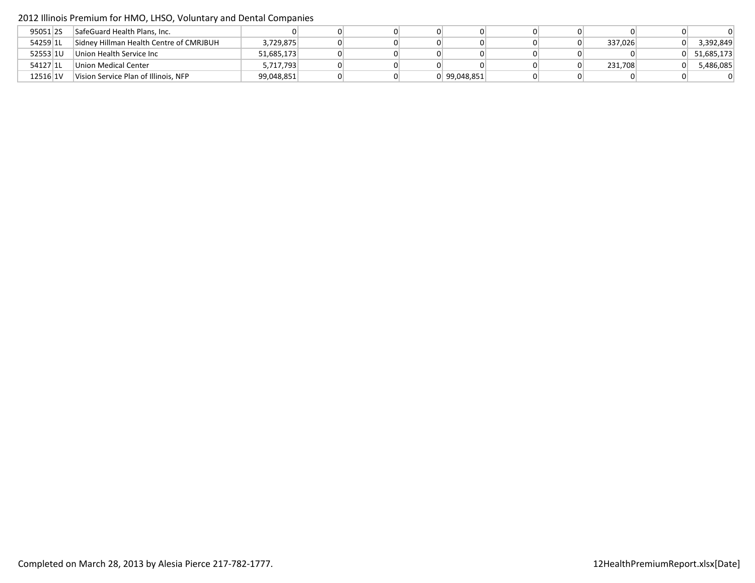2012 Illinois Premium for HMO, LHSO, Voluntary and Dental Companies

| | | | | | | | | | | | | | |
|---|---|---|---|---|---|---|---|---|---|---|---|---|---|
| 95051 | 2S | SafeGuard Health Plans, Inc. | 0 | 0 | 0 | 0 | 0 | 0 | 0 | 0 | 0 | 0 |
| 54259 | 1L | Sidney Hillman Health Centre of CMRJBUH | 3,729,875 | 0 | 0 | 0 | 0 | 0 | 0 | 337,026 | 0 | 3,392,849 |
| 52553 | 1U | Union Health Service Inc | 51,685,173 | 0 | 0 | 0 | 0 | 0 | 0 | 0 | 0 | 51,685,173 |
| 54127 | 1L | Union Medical Center | 5,717,793 | 0 | 0 | 0 | 0 | 0 | 0 | 231,708 | 0 | 5,486,085 |
| 12516 | 1V | Vision Service Plan of Illinois, NFP | 99,048,851 | 0 | 0 | 0 | 99,048,851 | 0 | 0 | 0 | 0 | 0 |

Completed on March 28, 2013 by Alesia Pierce 217-782-1777.

12HealthPremiumReport.xlsx[Date]